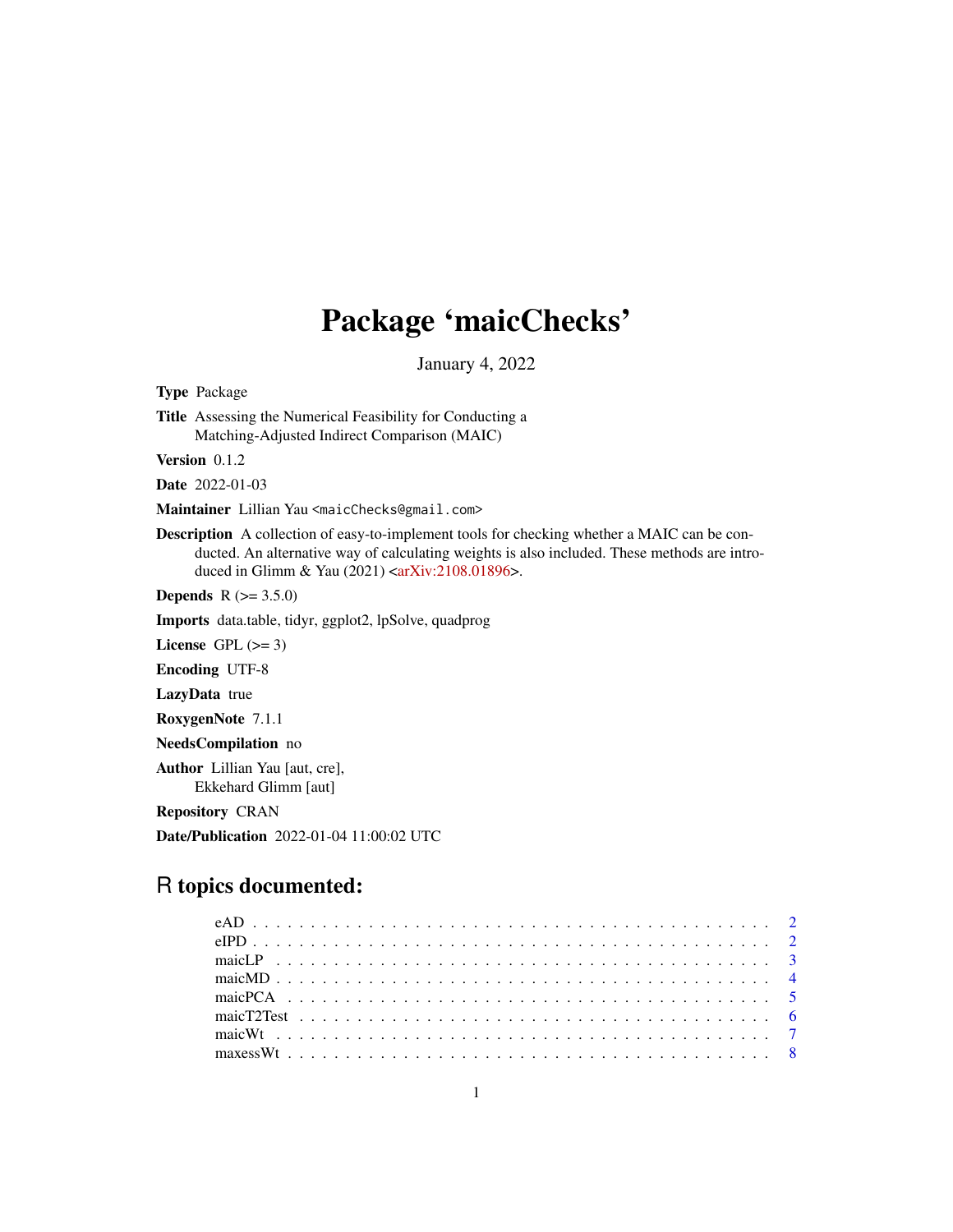# Package 'maicChecks'

January 4, 2022

**Type** Package

**Title** Assessing the Numerical Feasibility for Conducting a Matching-Adjusted Indirect Comparison (MAIC)

**Version** 0.1.2

**Date** 2022-01-03

**Maintainer** Lillian Yau <maicChecks@gmail.com>

**Description** A collection of easy-to-implement tools for checking whether a MAIC can be conducted. An alternative way of calculating weights is also included. These methods are introduced in Glimm & Yau (2021) <arXiv:2108.01896>.

**Depends** R (>= 3.5.0)

**Imports** data.table, tidyr, ggplot2, lpSolve, quadprog

**License** GPL (>= 3)

**Encoding** UTF-8

**LazyData** true

**RoxygenNote** 7.1.1

**NeedsCompilation** no

**Author** Lillian Yau [aut, cre], Ekkehard Glimm [aut]

**Repository** CRAN

**Date/Publication** 2022-01-04 11:00:02 UTC

## R topics documented:

| | |
|---|---|
| eAD | 2 |
| eIPD | 2 |
| maicLP | 3 |
| maicMD | 4 |
| maicPCA | 5 |
| maicT2Test | 6 |
| maicWt | 7 |
| maxessWt | 8 |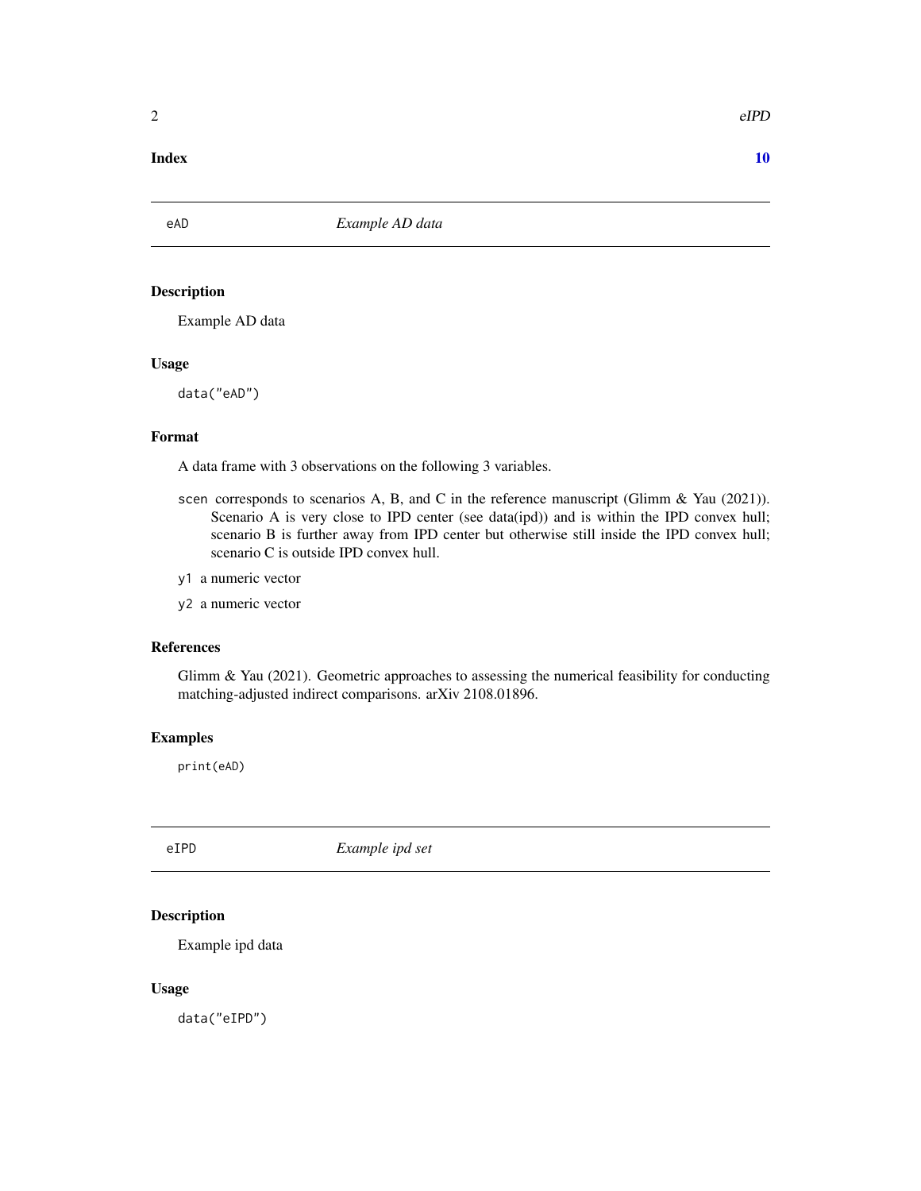**Index** **10**

## eAD — *Example AD data*

### Description

Example AD data

### Usage

```
data("eAD")
```

### Format

A data frame with 3 observations on the following 3 variables.

- `scen` corresponds to scenarios A, B, and C in the reference manuscript (Glimm & Yau (2021)). Scenario A is very close to IPD center (see data(ipd)) and is within the IPD convex hull; scenario B is further away from IPD center but otherwise still inside the IPD convex hull; scenario C is outside IPD convex hull.
- `y1` a numeric vector
- `y2` a numeric vector

### References

Glimm & Yau (2021). Geometric approaches to assessing the numerical feasibility for conducting matching-adjusted indirect comparisons. arXiv 2108.01896.

### Examples

```
print(eAD)
```

## eIPD — *Example ipd set*

### Description

Example ipd data

### Usage

```
data("eIPD")
```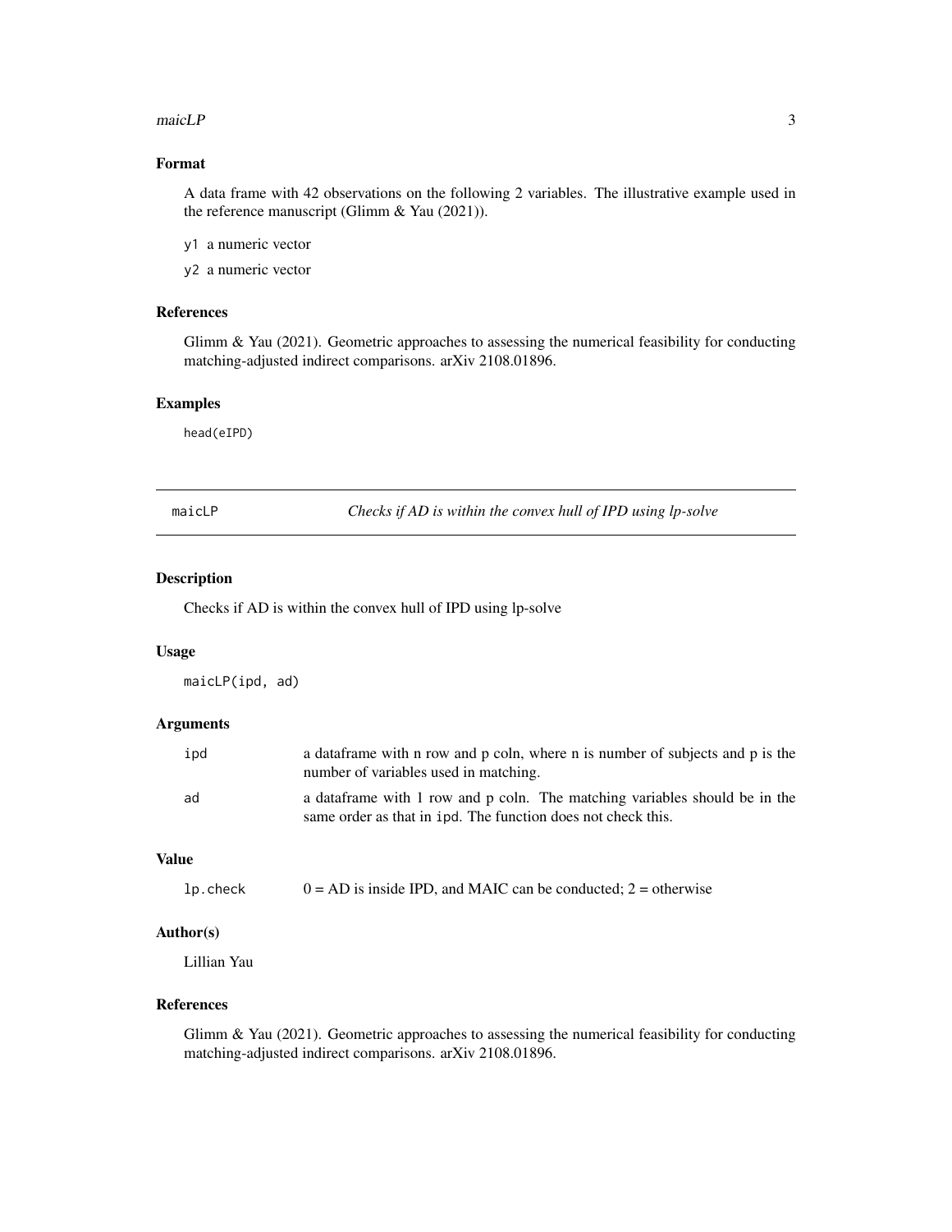## Format

A data frame with 42 observations on the following 2 variables. The illustrative example used in the reference manuscript (Glimm & Yau (2021)).

y1 a numeric vector

y2 a numeric vector

## References

Glimm & Yau (2021). Geometric approaches to assessing the numerical feasibility for conducting matching-adjusted indirect comparisons. arXiv 2108.01896.

## Examples

```
head(eIPD)
```

---

# maicLP *Checks if AD is within the convex hull of IPD using lp-solve*

---

## Description

Checks if AD is within the convex hull of IPD using lp-solve

## Usage

```
maicLP(ipd, ad)
```

## Arguments

| | |
|---|---|
| ipd | a dataframe with n row and p coln, where n is number of subjects and p is the number of variables used in matching. |
| ad | a dataframe with 1 row and p coln. The matching variables should be in the same order as that in ipd. The function does not check this. |

## Value

| | |
|---|---|
| lp.check | 0 = AD is inside IPD, and MAIC can be conducted; 2 = otherwise |

## Author(s)

Lillian Yau

## References

Glimm & Yau (2021). Geometric approaches to assessing the numerical feasibility for conducting matching-adjusted indirect comparisons. arXiv 2108.01896.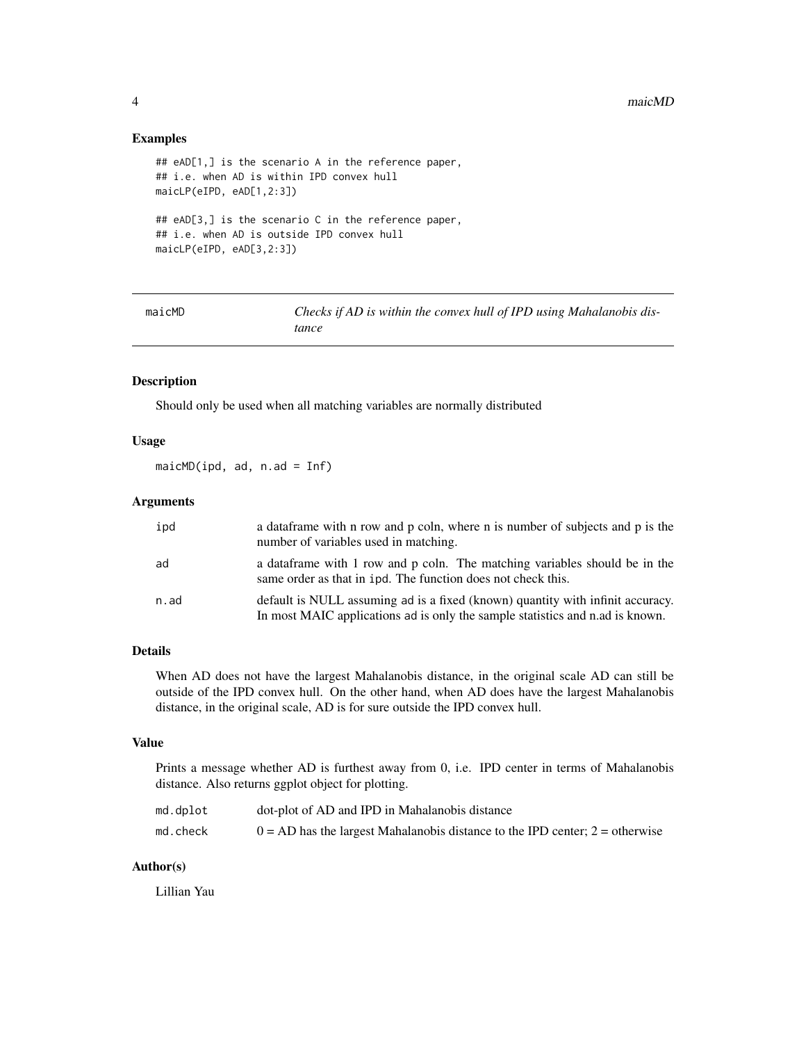## Examples

```
## eAD[1,] is the scenario A in the reference paper,
## i.e. when AD is within IPD convex hull
maicLP(eIPD, eAD[1,2:3])

## eAD[3,] is the scenario C in the reference paper,
## i.e. when AD is outside IPD convex hull
maicLP(eIPD, eAD[3,2:3])
```

---

# maicMD — *Checks if AD is within the convex hull of IPD using Mahalanobis distance*

## Description

Should only be used when all matching variables are normally distributed

## Usage

```
maicMD(ipd, ad, n.ad = Inf)
```

## Arguments

| | |
|---|---|
| ipd | a dataframe with n row and p coln, where n is number of subjects and p is the number of variables used in matching. |
| ad | a dataframe with 1 row and p coln. The matching variables should be in the same order as that in ipd. The function does not check this. |
| n.ad | default is NULL assuming ad is a fixed (known) quantity with infinit accuracy. In most MAIC applications ad is only the sample statistics and n.ad is known. |

## Details

When AD does not have the largest Mahalanobis distance, in the original scale AD can still be outside of the IPD convex hull. On the other hand, when AD does have the largest Mahalanobis distance, in the original scale, AD is for sure outside the IPD convex hull.

## Value

Prints a message whether AD is furthest away from 0, i.e. IPD center in terms of Mahalanobis distance. Also returns ggplot object for plotting.

| | |
|---|---|
| md.dplot | dot-plot of AD and IPD in Mahalanobis distance |
| md.check | 0 = AD has the largest Mahalanobis distance to the IPD center; 2 = otherwise |

## Author(s)

Lillian Yau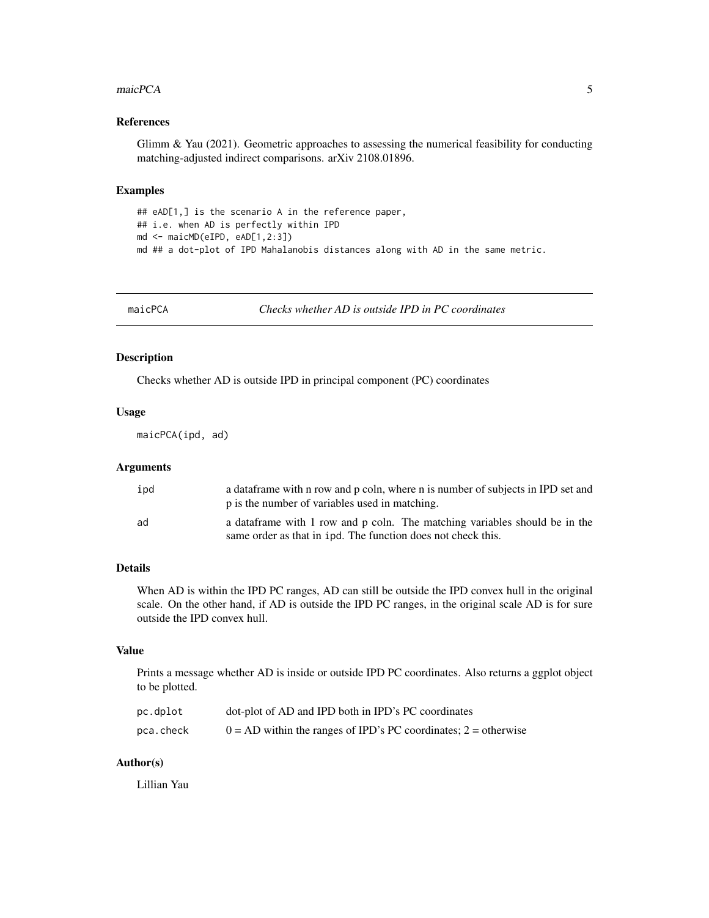### References

Glimm & Yau (2021). Geometric approaches to assessing the numerical feasibility for conducting matching-adjusted indirect comparisons. arXiv 2108.01896.

### Examples

```
## eAD[1,] is the scenario A in the reference paper,
## i.e. when AD is perfectly within IPD
md <- maicMD(eIPD, eAD[1,2:3])
md ## a dot-plot of IPD Mahalanobis distances along with AD in the same metric.
```

---

## maicPCA — *Checks whether AD is outside IPD in PC coordinates*

---

### Description

Checks whether AD is outside IPD in principal component (PC) coordinates

### Usage

```
maicPCA(ipd, ad)
```

### Arguments

| | |
|---|---|
| ipd | a dataframe with n row and p coln, where n is number of subjects in IPD set and p is the number of variables used in matching. |
| ad | a dataframe with 1 row and p coln. The matching variables should be in the same order as that in ipd. The function does not check this. |

### Details

When AD is within the IPD PC ranges, AD can still be outside the IPD convex hull in the original scale. On the other hand, if AD is outside the IPD PC ranges, in the original scale AD is for sure outside the IPD convex hull.

### Value

Prints a message whether AD is inside or outside IPD PC coordinates. Also returns a ggplot object to be plotted.

| | |
|---|---|
| pc.dplot | dot-plot of AD and IPD both in IPD's PC coordinates |
| pca.check | 0 = AD within the ranges of IPD's PC coordinates; 2 = otherwise |

### Author(s)

Lillian Yau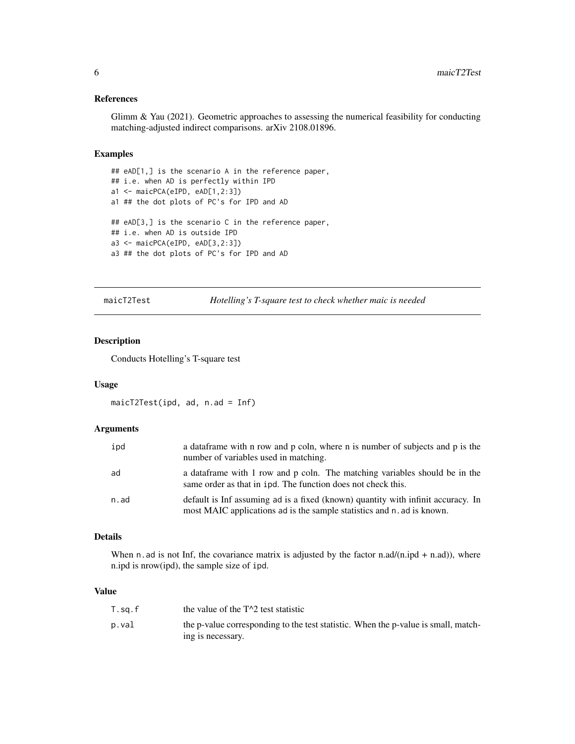## References

Glimm & Yau (2021). Geometric approaches to assessing the numerical feasibility for conducting matching-adjusted indirect comparisons. arXiv 2108.01896.

## Examples

```
## eAD[1,] is the scenario A in the reference paper,
## i.e. when AD is perfectly within IPD
a1 <- maicPCA(eIPD, eAD[1,2:3])
a1 ## the dot plots of PC's for IPD and AD

## eAD[3,] is the scenario C in the reference paper,
## i.e. when AD is outside IPD
a3 <- maicPCA(eIPD, eAD[3,2:3])
a3 ## the dot plots of PC's for IPD and AD
```

---

# maicT2Test — *Hotelling's T-square test to check whether maic is needed*

---

## Description

Conducts Hotelling's T-square test

## Usage

```
maicT2Test(ipd, ad, n.ad = Inf)
```

## Arguments

| | |
|---|---|
| `ipd` | a dataframe with n row and p coln, where n is number of subjects and p is the number of variables used in matching. |
| `ad` | a dataframe with 1 row and p coln. The matching variables should be in the same order as that in `ipd`. The function does not check this. |
| `n.ad` | default is Inf assuming `ad` is a fixed (known) quantity with infinit accuracy. In most MAIC applications `ad` is the sample statistics and `n.ad` is known. |

## Details

When `n.ad` is not Inf, the covariance matrix is adjusted by the factor n.ad/(n.ipd + n.ad)), where n.ipd is nrow(ipd), the sample size of `ipd`.

## Value

| | |
|---|---|
| `T.sq.f` | the value of the T^2 test statistic |
| `p.val` | the p-value corresponding to the test statistic. When the p-value is small, matching is necessary. |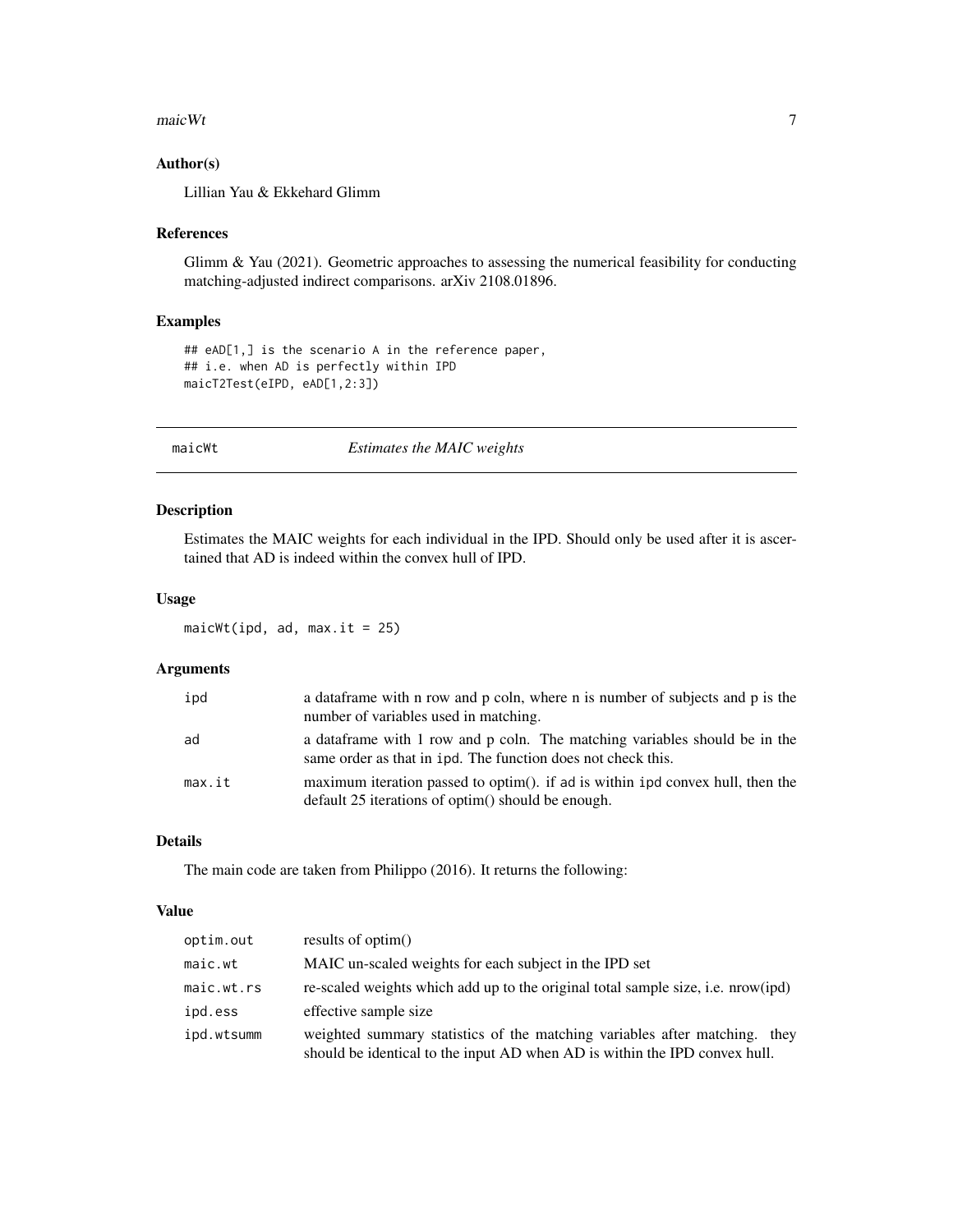### Author(s)

Lillian Yau & Ekkehard Glimm

### References

Glimm & Yau (2021). Geometric approaches to assessing the numerical feasibility for conducting matching-adjusted indirect comparisons. arXiv 2108.01896.

### Examples

```
## eAD[1,] is the scenario A in the reference paper,
## i.e. when AD is perfectly within IPD
maicT2Test(eIPD, eAD[1,2:3])
```

---

## maicWt — *Estimates the MAIC weights*

### Description

Estimates the MAIC weights for each individual in the IPD. Should only be used after it is ascertained that AD is indeed within the convex hull of IPD.

### Usage

```
maicWt(ipd, ad, max.it = 25)
```

### Arguments

| | |
|---|---|
| ipd | a dataframe with n row and p coln, where n is number of subjects and p is the number of variables used in matching. |
| ad | a dataframe with 1 row and p coln. The matching variables should be in the same order as that in ipd. The function does not check this. |
| max.it | maximum iteration passed to optim(). if ad is within ipd convex hull, then the default 25 iterations of optim() should be enough. |

### Details

The main code are taken from Philippo (2016). It returns the following:

### Value

| | |
|---|---|
| optim.out | results of optim() |
| maic.wt | MAIC un-scaled weights for each subject in the IPD set |
| maic.wt.rs | re-scaled weights which add up to the original total sample size, i.e. nrow(ipd) |
| ipd.ess | effective sample size |
| ipd.wtsumm | weighted summary statistics of the matching variables after matching. they should be identical to the input AD when AD is within the IPD convex hull. |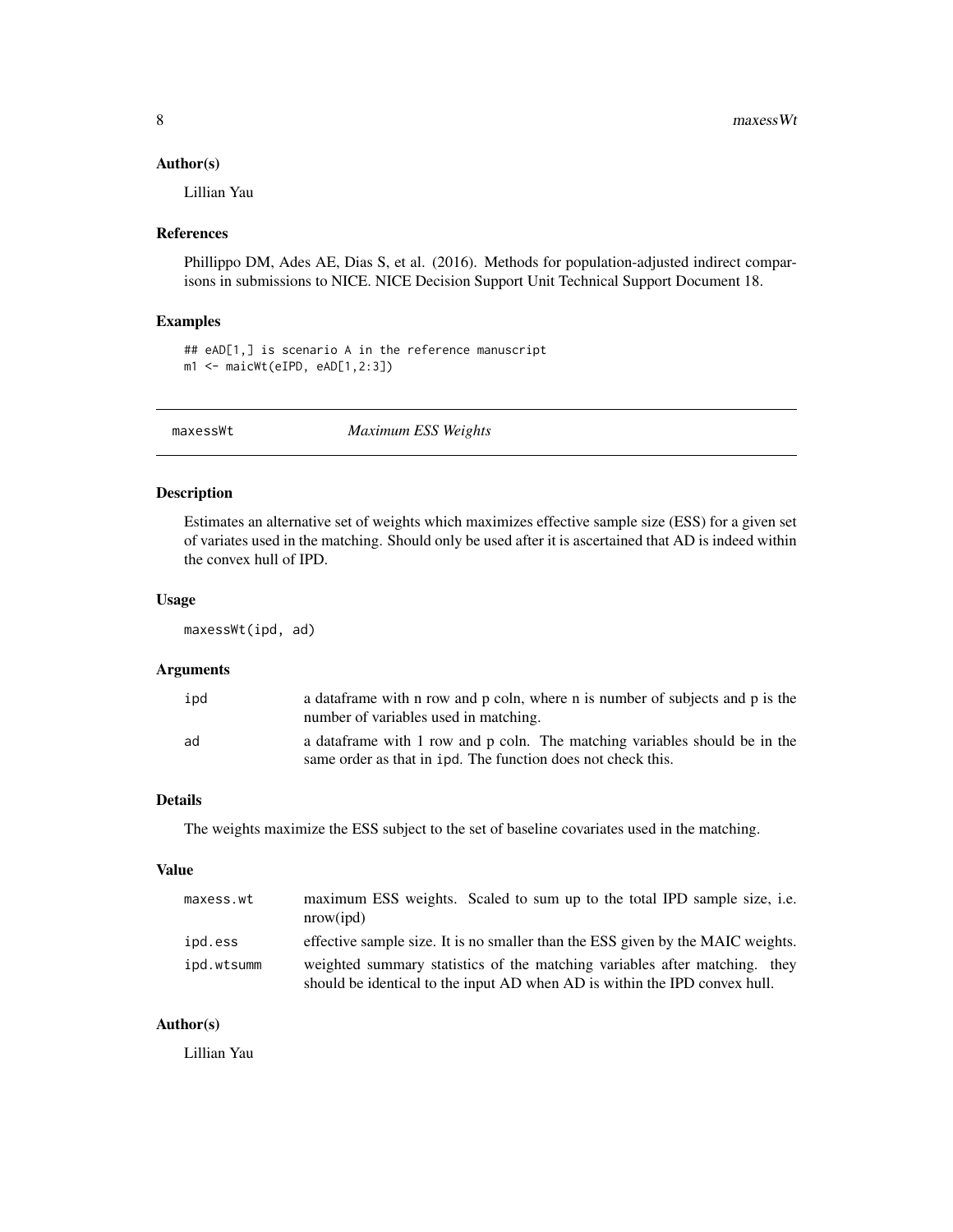### Author(s)

Lillian Yau

### References

Phillippo DM, Ades AE, Dias S, et al. (2016). Methods for population-adjusted indirect comparisons in submissions to NICE. NICE Decision Support Unit Technical Support Document 18.

### Examples

```
## eAD[1,] is scenario A in the reference manuscript
m1 <- maicWt(eIPD, eAD[1,2:3])
```

---

## maxessWt — *Maximum ESS Weights*

### Description

Estimates an alternative set of weights which maximizes effective sample size (ESS) for a given set of variates used in the matching. Should only be used after it is ascertained that AD is indeed within the convex hull of IPD.

### Usage

```
maxessWt(ipd, ad)
```

### Arguments

| | |
|---|---|
| ipd | a dataframe with n row and p coln, where n is number of subjects and p is the number of variables used in matching. |
| ad | a dataframe with 1 row and p coln. The matching variables should be in the same order as that in ipd. The function does not check this. |

### Details

The weights maximize the ESS subject to the set of baseline covariates used in the matching.

### Value

| | |
|---|---|
| maxess.wt | maximum ESS weights. Scaled to sum up to the total IPD sample size, i.e. nrow(ipd) |
| ipd.ess | effective sample size. It is no smaller than the ESS given by the MAIC weights. |
| ipd.wtsumm | weighted summary statistics of the matching variables after matching. they should be identical to the input AD when AD is within the IPD convex hull. |

### Author(s)

Lillian Yau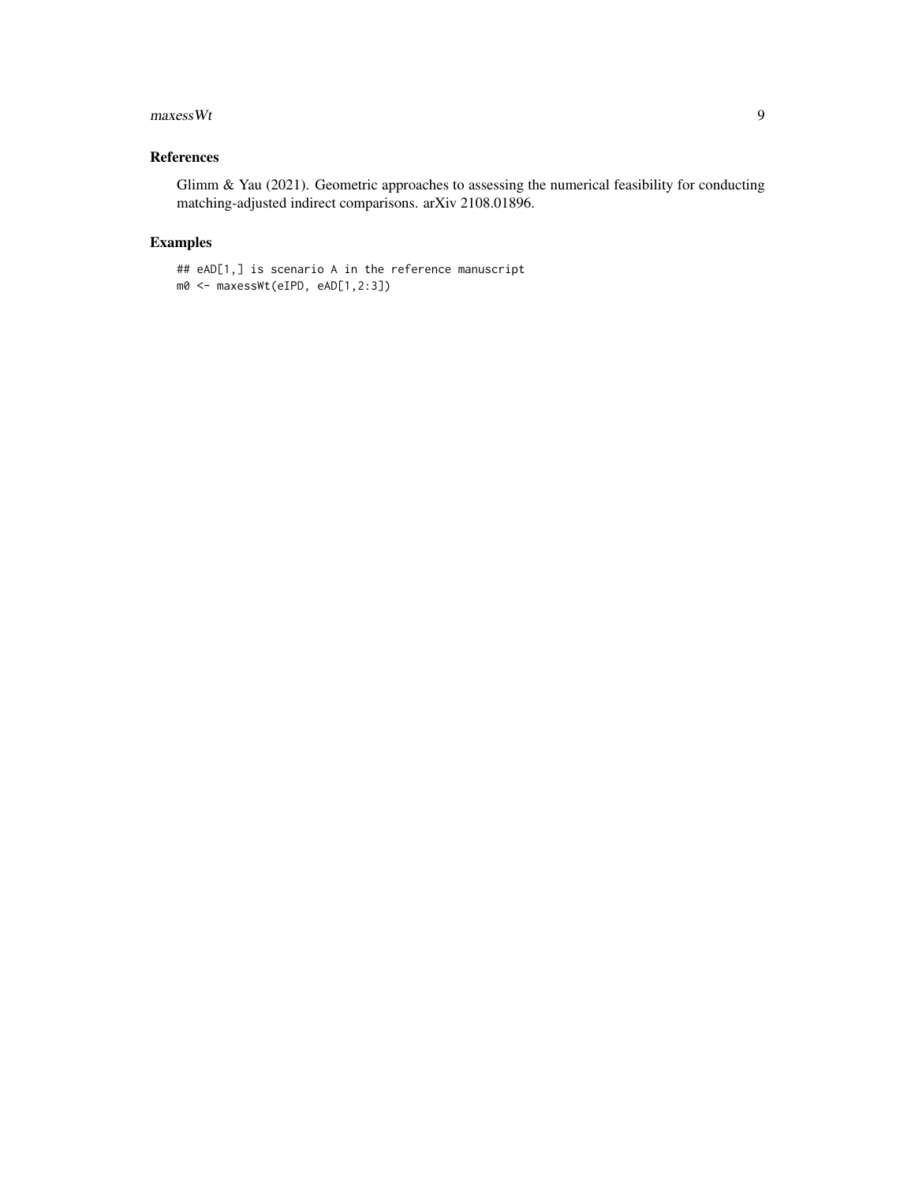## References

Glimm & Yau (2021). Geometric approaches to assessing the numerical feasibility for conducting matching-adjusted indirect comparisons. arXiv 2108.01896.

## Examples

```
## eAD[1,] is scenario A in the reference manuscript
m0 <- maxessWt(eIPD, eAD[1,2:3])
```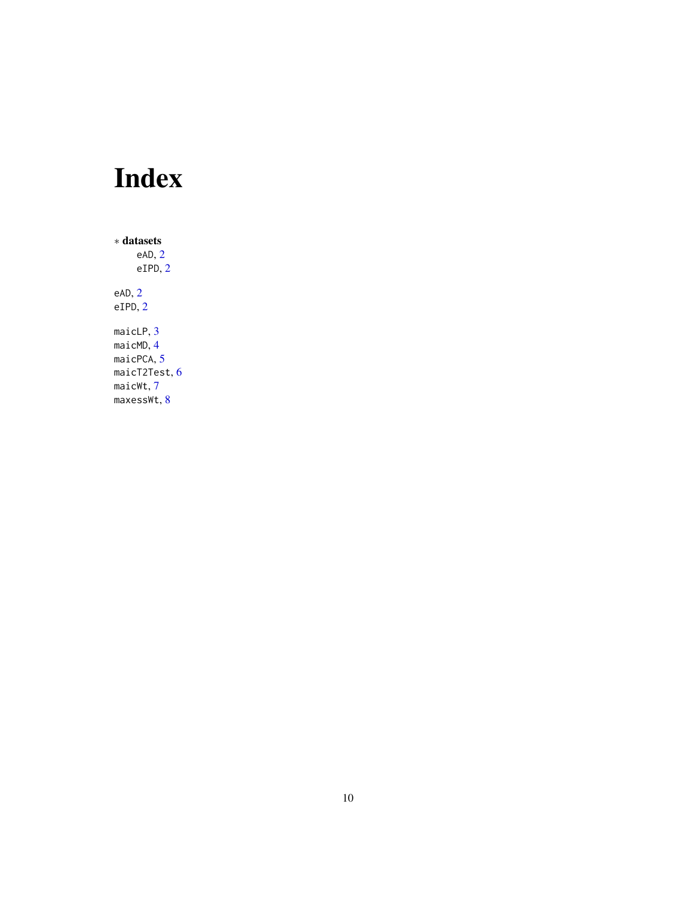# Index

∗ **datasets**
  eAD, 2
  eIPD, 2

eAD, 2
eIPD, 2

maicLP, 3
maicMD, 4
maicPCA, 5
maicT2Test, 6
maicWt, 7
maxessWt, 8